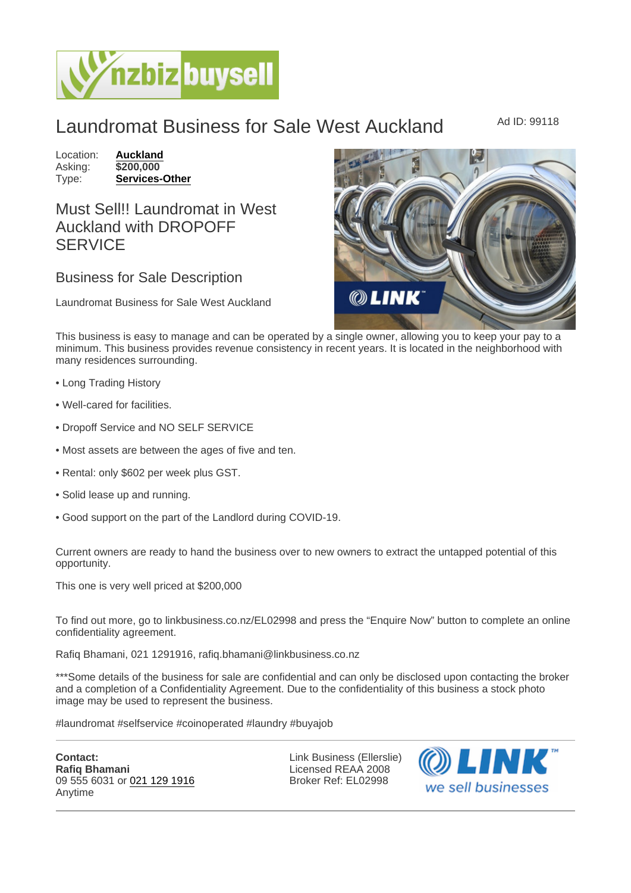# Laundromat Business for Sale West Auckland

Ad ID: 99118

Location: **Auckland**
Asking: **$200,000**
Type: **Services-Other**

## Must Sell!! Laundromat in West Auckland with DROPOFF SERVICE

### Business for Sale Description

Laundromat Business for Sale West Auckland

This business is easy to manage and can be operated by a single owner, allowing you to keep your pay to a minimum. This business provides revenue consistency in recent years. It is located in the neighborhood with many residences surrounding.

• Long Trading History

• Well-cared for facilities.

• Dropoff Service and NO SELF SERVICE

• Most assets are between the ages of five and ten.

• Rental: only $602 per week plus GST.

• Solid lease up and running.

• Good support on the part of the Landlord during COVID-19.

Current owners are ready to hand the business over to new owners to extract the untapped potential of this opportunity.

This one is very well priced at $200,000

To find out more, go to linkbusiness.co.nz/EL02998 and press the "Enquire Now" button to complete an online confidentiality agreement.

Rafiq Bhamani, 021 1291916, rafiq.bhamani@linkbusiness.co.nz

***Some details of the business for sale are confidential and can only be disclosed upon contacting the broker and a completion of a Confidentiality Agreement. Due to the confidentiality of this business a stock photo image may be used to represent the business.

#laundromat #selfservice #coinoperated #laundry #buyajob

---

**Contact:**
**Rafiq Bhamani**
09 555 6031 or 021 129 1916
Anytime

Link Business (Ellerslie)
Licensed REAA 2008
Broker Ref: EL02998